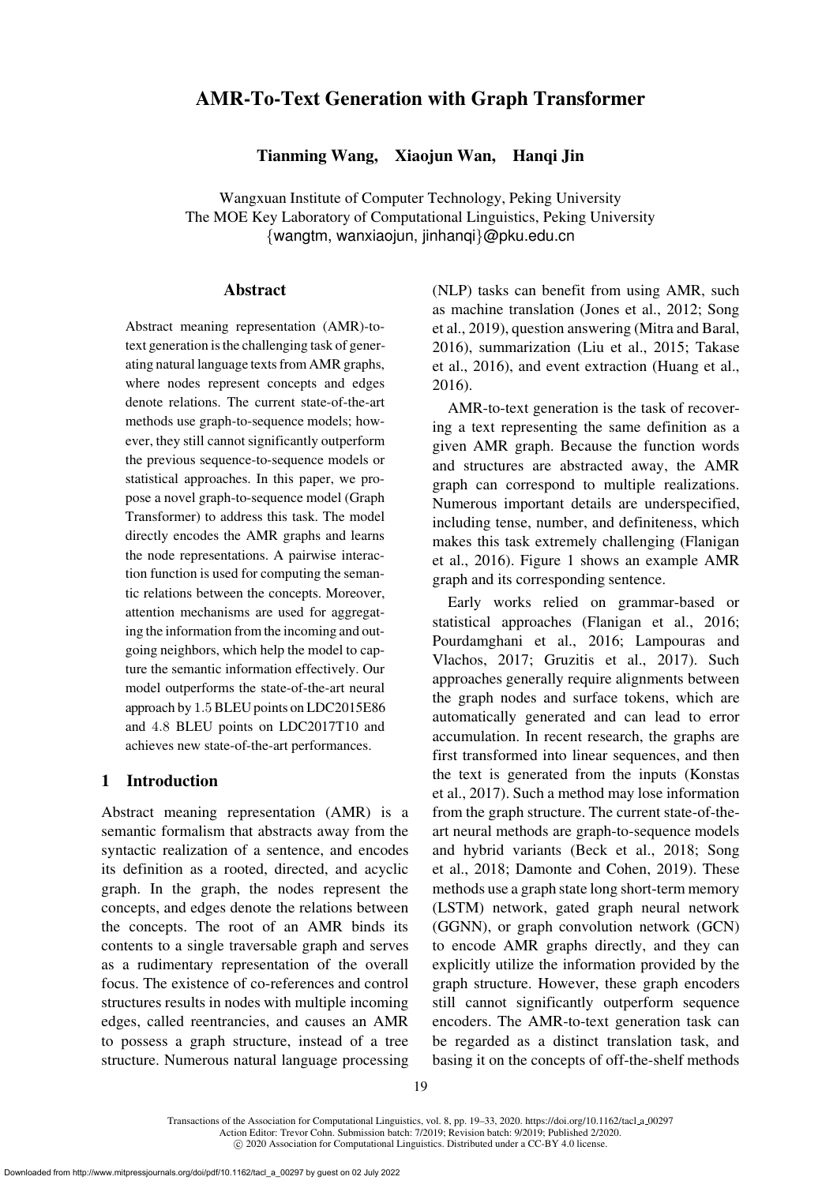# AMR-To-Text Generation with Graph Transformer

**Tianming Wang, Xiaojun Wan, Hanqi Jin**

Wangxuan Institute of Computer Technology, Peking University
The MOE Key Laboratory of Computational Linguistics, Peking University
{wangtm, wanxiaojun, jinhanqi}@pku.edu.cn

## Abstract

Abstract meaning representation (AMR)-to-text generation is the challenging task of generating natural language texts from AMR graphs, where nodes represent concepts and edges denote relations. The current state-of-the-art methods use graph-to-sequence models; however, they still cannot significantly outperform the previous sequence-to-sequence models or statistical approaches. In this paper, we propose a novel graph-to-sequence model (Graph Transformer) to address this task. The model directly encodes the AMR graphs and learns the node representations. A pairwise interaction function is used for computing the semantic relations between the concepts. Moreover, attention mechanisms are used for aggregating the information from the incoming and outgoing neighbors, which help the model to capture the semantic information effectively. Our model outperforms the state-of-the-art neural approach by 1.5 BLEU points on LDC2015E86 and 4.8 BLEU points on LDC2017T10 and achieves new state-of-the-art performances.

## 1 Introduction

Abstract meaning representation (AMR) is a semantic formalism that abstracts away from the syntactic realization of a sentence, and encodes its definition as a rooted, directed, and acyclic graph. In the graph, the nodes represent the concepts, and edges denote the relations between the concepts. The root of an AMR binds its contents to a single traversable graph and serves as a rudimentary representation of the overall focus. The existence of co-references and control structures results in nodes with multiple incoming edges, called reentrancies, and causes an AMR to possess a graph structure, instead of a tree structure. Numerous natural language processing (NLP) tasks can benefit from using AMR, such as machine translation (Jones et al., 2012; Song et al., 2019), question answering (Mitra and Baral, 2016), summarization (Liu et al., 2015; Takase et al., 2016), and event extraction (Huang et al., 2016).

AMR-to-text generation is the task of recovering a text representing the same definition as a given AMR graph. Because the function words and structures are abstracted away, the AMR graph can correspond to multiple realizations. Numerous important details are underspecified, including tense, number, and definiteness, which makes this task extremely challenging (Flanigan et al., 2016). Figure 1 shows an example AMR graph and its corresponding sentence.

Early works relied on grammar-based or statistical approaches (Flanigan et al., 2016; Pourdamghani et al., 2016; Lampouras and Vlachos, 2017; Gruzitis et al., 2017). Such approaches generally require alignments between the graph nodes and surface tokens, which are automatically generated and can lead to error accumulation. In recent research, the graphs are first transformed into linear sequences, and then the text is generated from the inputs (Konstas et al., 2017). Such a method may lose information from the graph structure. The current state-of-the-art neural methods are graph-to-sequence models and hybrid variants (Beck et al., 2018; Song et al., 2018; Damonte and Cohen, 2019). These methods use a graph state long short-term memory (LSTM) network, gated graph neural network (GGNN), or graph convolution network (GCN) to encode AMR graphs directly, and they can explicitly utilize the information provided by the graph structure. However, these graph encoders still cannot significantly outperform sequence encoders. The AMR-to-text generation task can be regarded as a distinct translation task, and basing it on the concepts of off-the-shelf methods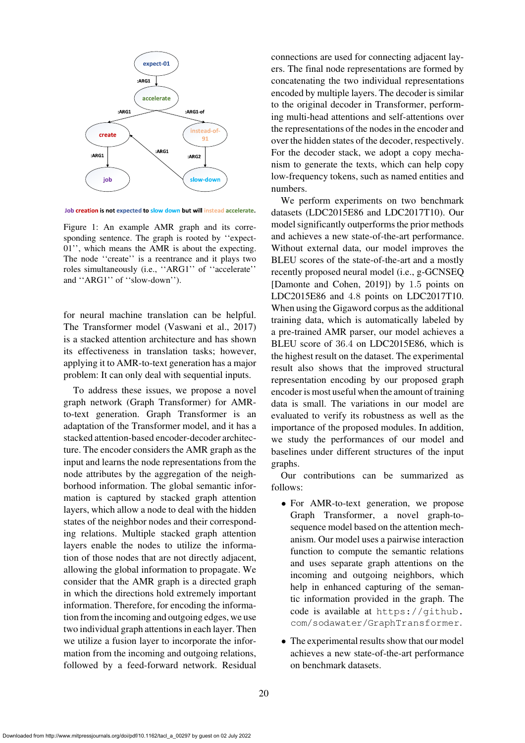expect-01

:ARG1

accelerate

:ARG1

:ARG1-of

create

instead-of-91

:ARG1

:ARG1

:ARG2

job

slow-down

**Job creation** is not **expected** to **slow down** but will **instead accelerate**.

Figure 1: An example AMR graph and its corresponding sentence. The graph is rooted by ''expect-01'', which means the AMR is about the expecting. The node ''create'' is a reentrance and it plays two roles simultaneously (i.e., ''ARG1'' of ''accelerate'' and ''ARG1'' of ''slow-down'').

for neural machine translation can be helpful. The Transformer model (Vaswani et al., 2017) is a stacked attention architecture and has shown its effectiveness in translation tasks; however, applying it to AMR-to-text generation has a major problem: It can only deal with sequential inputs.

To address these issues, we propose a novel graph network (Graph Transformer) for AMR-to-text generation. Graph Transformer is an adaptation of the Transformer model, and it has a stacked attention-based encoder-decoder architecture. The encoder considers the AMR graph as the input and learns the node representations from the node attributes by the aggregation of the neighborhood information. The global semantic information is captured by stacked graph attention layers, which allow a node to deal with the hidden states of the neighbor nodes and their corresponding relations. Multiple stacked graph attention layers enable the nodes to utilize the information of those nodes that are not directly adjacent, allowing the global information to propagate. We consider that the AMR graph is a directed graph in which the directions hold extremely important information. Therefore, for encoding the information from the incoming and outgoing edges, we use two individual graph attentions in each layer. Then we utilize a fusion layer to incorporate the information from the incoming and outgoing relations, followed by a feed-forward network. Residual connections are used for connecting adjacent layers. The final node representations are formed by concatenating the two individual representations encoded by multiple layers. The decoder is similar to the original decoder in Transformer, performing multi-head attentions and self-attentions over the representations of the nodes in the encoder and over the hidden states of the decoder, respectively. For the decoder stack, we adopt a copy mechanism to generate the texts, which can help copy low-frequency tokens, such as named entities and numbers.

We perform experiments on two benchmark datasets (LDC2015E86 and LDC2017T10). Our model significantly outperforms the prior methods and achieves a new state-of-the-art performance. Without external data, our model improves the BLEU scores of the state-of-the-art and a mostly recently proposed neural model (i.e., g-GCNSEQ [Damonte and Cohen, 2019]) by 1.5 points on LDC2015E86 and 4.8 points on LDC2017T10. When using the Gigaword corpus as the additional training data, which is automatically labeled by a pre-trained AMR parser, our model achieves a BLEU score of 36.4 on LDC2015E86, which is the highest result on the dataset. The experimental result also shows that the improved structural representation encoding by our proposed graph encoder is most useful when the amount of training data is small. The variations in our model are evaluated to verify its robustness as well as the importance of the proposed modules. In addition, we study the performances of our model and baselines under different structures of the input graphs.

Our contributions can be summarized as follows:

- For AMR-to-text generation, we propose Graph Transformer, a novel graph-to-sequence model based on the attention mechanism. Our model uses a pairwise interaction function to compute the semantic relations and uses separate graph attentions on the incoming and outgoing neighbors, which help in enhanced capturing of the semantic information provided in the graph. The code is available at https://github.com/sodawater/GraphTransformer.
- The experimental results show that our model achieves a new state-of-the-art performance on benchmark datasets.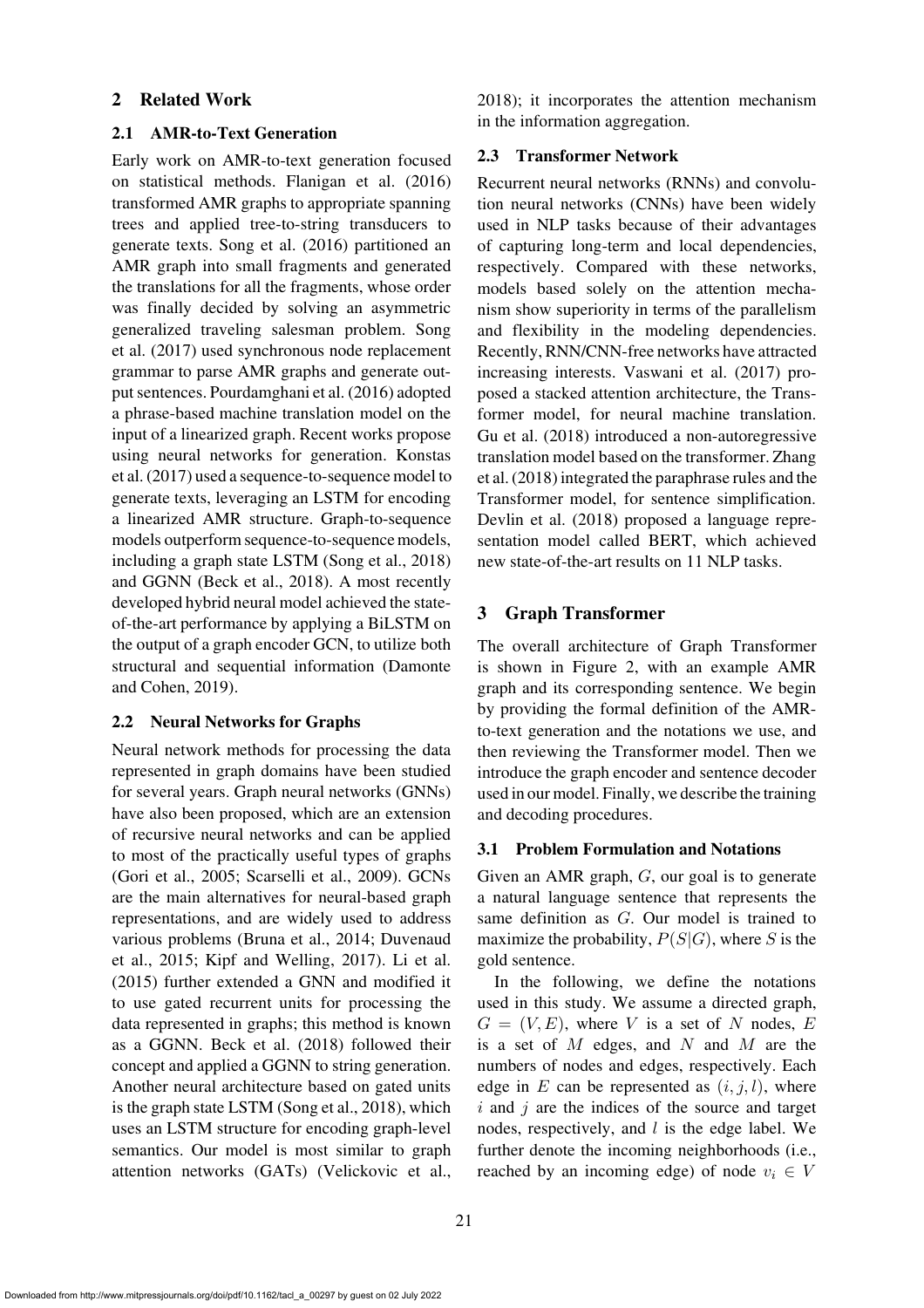## 2 Related Work

### 2.1 AMR-to-Text Generation

Early work on AMR-to-text generation focused on statistical methods. Flanigan et al. (2016) transformed AMR graphs to appropriate spanning trees and applied tree-to-string transducers to generate texts. Song et al. (2016) partitioned an AMR graph into small fragments and generated the translations for all the fragments, whose order was finally decided by solving an asymmetric generalized traveling salesman problem. Song et al. (2017) used synchronous node replacement grammar to parse AMR graphs and generate output sentences. Pourdamghani et al. (2016) adopted a phrase-based machine translation model on the input of a linearized graph. Recent works propose using neural networks for generation. Konstas et al. (2017) used a sequence-to-sequence model to generate texts, leveraging an LSTM for encoding a linearized AMR structure. Graph-to-sequence models outperform sequence-to-sequence models, including a graph state LSTM (Song et al., 2018) and GGNN (Beck et al., 2018). A most recently developed hybrid neural model achieved the state-of-the-art performance by applying a BiLSTM on the output of a graph encoder GCN, to utilize both structural and sequential information (Damonte and Cohen, 2019).

### 2.2 Neural Networks for Graphs

Neural network methods for processing the data represented in graph domains have been studied for several years. Graph neural networks (GNNs) have also been proposed, which are an extension of recursive neural networks and can be applied to most of the practically useful types of graphs (Gori et al., 2005; Scarselli et al., 2009). GCNs are the main alternatives for neural-based graph representations, and are widely used to address various problems (Bruna et al., 2014; Duvenaud et al., 2015; Kipf and Welling, 2017). Li et al. (2015) further extended a GNN and modified it to use gated recurrent units for processing the data represented in graphs; this method is known as a GGNN. Beck et al. (2018) followed their concept and applied a GGNN to string generation. Another neural architecture based on gated units is the graph state LSTM (Song et al., 2018), which uses an LSTM structure for encoding graph-level semantics. Our model is most similar to graph attention networks (GATs) (Velickovic et al., 2018); it incorporates the attention mechanism in the information aggregation.

### 2.3 Transformer Network

Recurrent neural networks (RNNs) and convolution neural networks (CNNs) have been widely used in NLP tasks because of their advantages of capturing long-term and local dependencies, respectively. Compared with these networks, models based solely on the attention mechanism show superiority in terms of the parallelism and flexibility in the modeling dependencies. Recently, RNN/CNN-free networks have attracted increasing interests. Vaswani et al. (2017) proposed a stacked attention architecture, the Transformer model, for neural machine translation. Gu et al. (2018) introduced a non-autoregressive translation model based on the transformer. Zhang et al. (2018) integrated the paraphrase rules and the Transformer model, for sentence simplification. Devlin et al. (2018) proposed a language representation model called BERT, which achieved new state-of-the-art results on 11 NLP tasks.

## 3 Graph Transformer

The overall architecture of Graph Transformer is shown in Figure 2, with an example AMR graph and its corresponding sentence. We begin by providing the formal definition of the AMR-to-text generation and the notations we use, and then reviewing the Transformer model. Then we introduce the graph encoder and sentence decoder used in our model. Finally, we describe the training and decoding procedures.

### 3.1 Problem Formulation and Notations

Given an AMR graph, $G$, our goal is to generate a natural language sentence that represents the same definition as $G$. Our model is trained to maximize the probability, $P(S|G)$, where $S$ is the gold sentence.

In the following, we define the notations used in this study. We assume a directed graph, $G = (V, E)$, where $V$ is a set of $N$ nodes, $E$ is a set of $M$ edges, and $N$ and $M$ are the numbers of nodes and edges, respectively. Each edge in $E$ can be represented as $(i, j, l)$, where $i$ and $j$ are the indices of the source and target nodes, respectively, and $l$ is the edge label. We further denote the incoming neighborhoods (i.e., reached by an incoming edge) of node $v_i \in V$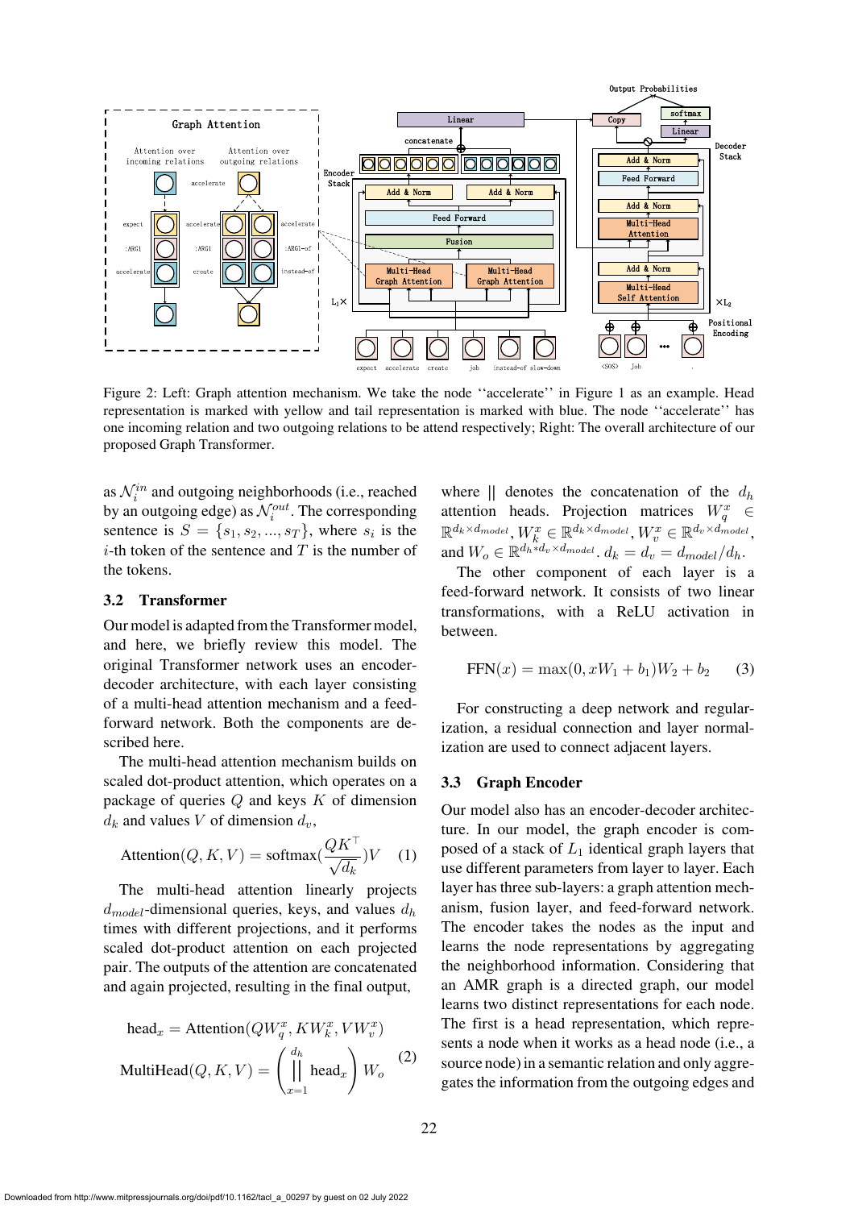Graph Attention

Attention over incoming relations

Attention over outgoing relations

accelerate

expect

:ARG1

accelerate

accelerate

:ARG1

create

accelerate

:ARG1-of

instead-of

Encoder Stack

Linear

concatenate

Add & Norm

Add & Norm

Feed Forward

Fusion

Multi-Head Graph Attention

Multi-Head Graph Attention

$L_1\times$

expect accelerate create job instead-of slow-down

Output Probabilities

Copy

softmax

Linear

Decoder Stack

Add & Norm

Feed Forward

Add & Norm

Multi-Head Attention

Add & Norm

Multi-Head Self Attention

$\times L_2$

Positional Encoding

<SOS> Job .

Figure 2: Left: Graph attention mechanism. We take the node ''accelerate'' in Figure 1 as an example. Head representation is marked with yellow and tail representation is marked with blue. The node ''accelerate'' has one incoming relation and two outgoing relations to be attend respectively; Right: The overall architecture of our proposed Graph Transformer.

as $\mathcal{N}_i^{in}$ and outgoing neighborhoods (i.e., reached by an outgoing edge) as $\mathcal{N}_i^{out}$. The corresponding sentence is $S = \{s_1, s_2, ..., s_T\}$, where $s_i$ is the $i$-th token of the sentence and $T$ is the number of the tokens.

### 3.2 Transformer

Our model is adapted from the Transformer model, and here, we briefly review this model. The original Transformer network uses an encoder-decoder architecture, with each layer consisting of a multi-head attention mechanism and a feed-forward network. Both the components are described here.

The multi-head attention mechanism builds on scaled dot-product attention, which operates on a package of queries $Q$ and keys $K$ of dimension $d_k$ and values $V$ of dimension $d_v$,

$$\text{Attention}(Q, K, V) = \text{softmax}(\frac{QK^\top}{\sqrt{d_k}})V \quad (1)$$

The multi-head attention linearly projects $d_{model}$-dimensional queries, keys, and values $d_h$ times with different projections, and it performs scaled dot-product attention on each projected pair. The outputs of the attention are concatenated and again projected, resulting in the final output,

$$\begin{aligned} \text{head}_x &= \text{Attention}(QW_q^x, KW_k^x, VW_v^x) \\ \text{MultiHead}(Q, K, V) &= \left( \mathop{\Big\|}_{x=1}^{d_h} \text{head}_x \right) W_o \end{aligned} \quad (2)$$

where $\|$ denotes the concatenation of the $d_h$ attention heads. Projection matrices $W_q^x \in \mathbb{R}^{d_k \times d_{model}}$, $W_k^x \in \mathbb{R}^{d_k \times d_{model}}$, $W_v^x \in \mathbb{R}^{d_v \times d_{model}}$, and $W_o \in \mathbb{R}^{d_h * d_v \times d_{model}}$. $d_k = d_v = d_{model}/d_h$.

The other component of each layer is a feed-forward network. It consists of two linear transformations, with a ReLU activation in between.

$$\text{FFN}(x) = \max(0, xW_1 + b_1)W_2 + b_2 \quad (3)$$

For constructing a deep network and regularization, a residual connection and layer normalization are used to connect adjacent layers.

### 3.3 Graph Encoder

Our model also has an encoder-decoder architecture. In our model, the graph encoder is composed of a stack of $L_1$ identical graph layers that use different parameters from layer to layer. Each layer has three sub-layers: a graph attention mechanism, fusion layer, and feed-forward network. The encoder takes the nodes as the input and learns the node representations by aggregating the neighborhood information. Considering that an AMR graph is a directed graph, our model learns two distinct representations for each node. The first is a head representation, which represents a node when it works as a head node (i.e., a source node) in a semantic relation and only aggregates the information from the outgoing edges and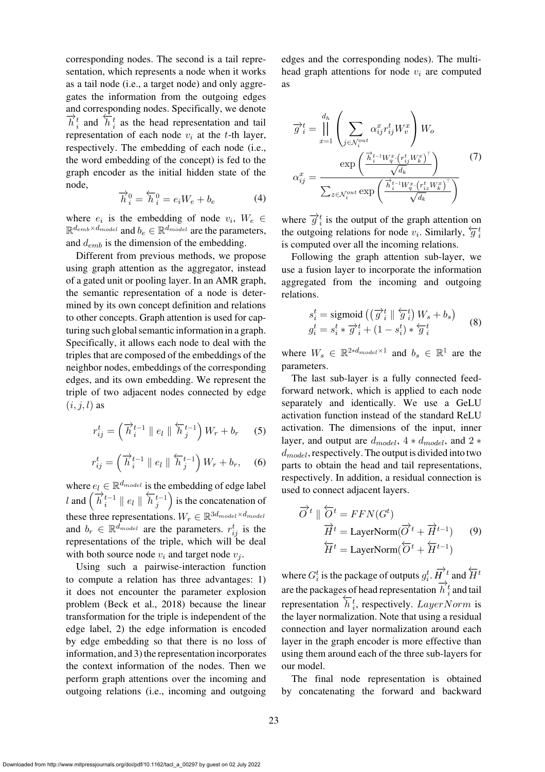corresponding nodes. The second is a tail representation, which represents a node when it works as a tail node (i.e., a target node) and only aggregates the information from the outgoing edges and corresponding nodes. Specifically, we denote $\overrightarrow{h}_i^t$ and $\overleftarrow{h}_i^t$ as the head representation and tail representation of each node $v_i$ at the $t$-th layer, respectively. The embedding of each node (i.e., the word embedding of the concept) is fed to the graph encoder as the initial hidden state of the node,

$$\overrightarrow{h}_i^0 = \overleftarrow{h}_i^0 = e_i W_e + b_e \tag{4}$$

where $e_i$ is the embedding of node $v_i$, $W_e \in \mathbb{R}^{d_{emb} \times d_{model}}$ and $b_e \in \mathbb{R}^{d_{model}}$ are the parameters, and $d_{emb}$ is the dimension of the embedding.

Different from previous methods, we propose using graph attention as the aggregator, instead of a gated unit or pooling layer. In an AMR graph, the semantic representation of a node is determined by its own concept definition and relations to other concepts. Graph attention is used for capturing such global semantic information in a graph. Specifically, it allows each node to deal with the triples that are composed of the embeddings of the neighbor nodes, embeddings of the corresponding edges, and its own embedding. We represent the triple of two adjacent nodes connected by edge $(i, j, l)$ as

$$r_{ij}^t = \left(\overrightarrow{h}_i^{t-1} \parallel e_l \parallel \overleftarrow{h}_j^{t-1}\right) W_r + b_r \tag{5}$$

$$r_{ij}^t = \left(\overrightarrow{h}_i^{t-1} \parallel e_l \parallel \overleftarrow{h}_j^{t-1}\right) W_r + b_r, \tag{6}$$

where $e_l \in \mathbb{R}^{d_{model}}$ is the embedding of edge label $l$ and $\left(\overrightarrow{h}_i^{t-1} \parallel e_l \parallel \overleftarrow{h}_j^{t-1}\right)$ is the concatenation of these three representations. $W_r \in \mathbb{R}^{3d_{model} \times d_{model}}$ and $b_r \in \mathbb{R}^{d_{model}}$ are the parameters. $r_{ij}^t$ is the representations of the triple, which will be deal with both source node $v_i$ and target node $v_j$.

Using such a pairwise-interaction function to compute a relation has three advantages: 1) it does not encounter the parameter explosion problem (Beck et al., 2018) because the linear transformation for the triple is independent of the edge label, 2) the edge information is encoded by edge embedding so that there is no loss of information, and 3) the representation incorporates the context information of the nodes. Then we perform graph attentions over the incoming and outgoing relations (i.e., incoming and outgoing edges and the corresponding nodes). The multi-head graph attentions for node $v_i$ are computed as

$$\begin{aligned}
\overrightarrow{g}_i^t &= \Big\Vert_{x=1}^{d_h} \left( \sum_{j \in \mathcal{N}_i^{out}} \alpha_{ij}^x r_{ij}^t W_v^x \right) W_o \\
\alpha_{ij}^x &= \frac{\exp\left( \frac{\overrightarrow{h}_i^{t-1} W_q^x \cdot \left(r_{ij}^t W_k^x\right)^\top}{\sqrt{d_k}} \right)}{\sum_{z \in \mathcal{N}_i^{out}} \exp\left( \frac{\overrightarrow{h}_i^{t-1} W_q^x \cdot \left(r_{iz}^t W_k^x\right)^\top}{\sqrt{d_k}} \right)}
\end{aligned} \tag{7}$$

where $\overrightarrow{g}_i^t$ is the output of the graph attention on the outgoing relations for node $v_i$. Similarly, $\overleftarrow{g}_i^t$ is computed over all the incoming relations.

Following the graph attention sub-layer, we use a fusion layer to incorporate the information aggregated from the incoming and outgoing relations.

$$\begin{aligned}
s_i^t &= \text{sigmoid}\left(\left(\overrightarrow{g}_i^t \parallel \overleftarrow{g}_i^t\right) W_s + b_s\right) \\
g_i^t &= s_i^t * \overrightarrow{g}_i^t + (1 - s_i^t) * \overleftarrow{g}_i^t
\end{aligned} \tag{8}$$

where $W_s \in \mathbb{R}^{2*d_{model} \times 1}$ and $b_s \in \mathbb{R}^1$ are the parameters.

The last sub-layer is a fully connected feed-forward network, which is applied to each node separately and identically. We use a GeLU activation function instead of the standard ReLU activation. The dimensions of the input, inner layer, and output are $d_{model}$, $4 * d_{model}$, and $2 * d_{model}$, respectively. The output is divided into two parts to obtain the head and tail representations, respectively. In addition, a residual connection is used to connect adjacent layers.

$$\begin{aligned}
\overrightarrow{O}^t \parallel \overleftarrow{O}^t &= FFN(G^t) \\
\overrightarrow{H}^t &= \text{LayerNorm}(\overrightarrow{O}^t + \overrightarrow{H}^{t-1}) \\
\overleftarrow{H}^t &= \text{LayerNorm}(\overleftarrow{O}^t + \overleftarrow{H}^{t-1})
\end{aligned} \tag{9}$$

where $G_i^t$ is the package of outputs $g_i^t$. $\overrightarrow{H}^t$ and $\overleftarrow{H}^t$ are the packages of head representation $\overrightarrow{h}_i^t$ and tail representation $\overleftarrow{h}_i^t$, respectively. $LayerNorm$ is the layer normalization. Note that using a residual connection and layer normalization around each layer in the graph encoder is more effective than using them around each of the three sub-layers for our model.

The final node representation is obtained by concatenating the forward and backward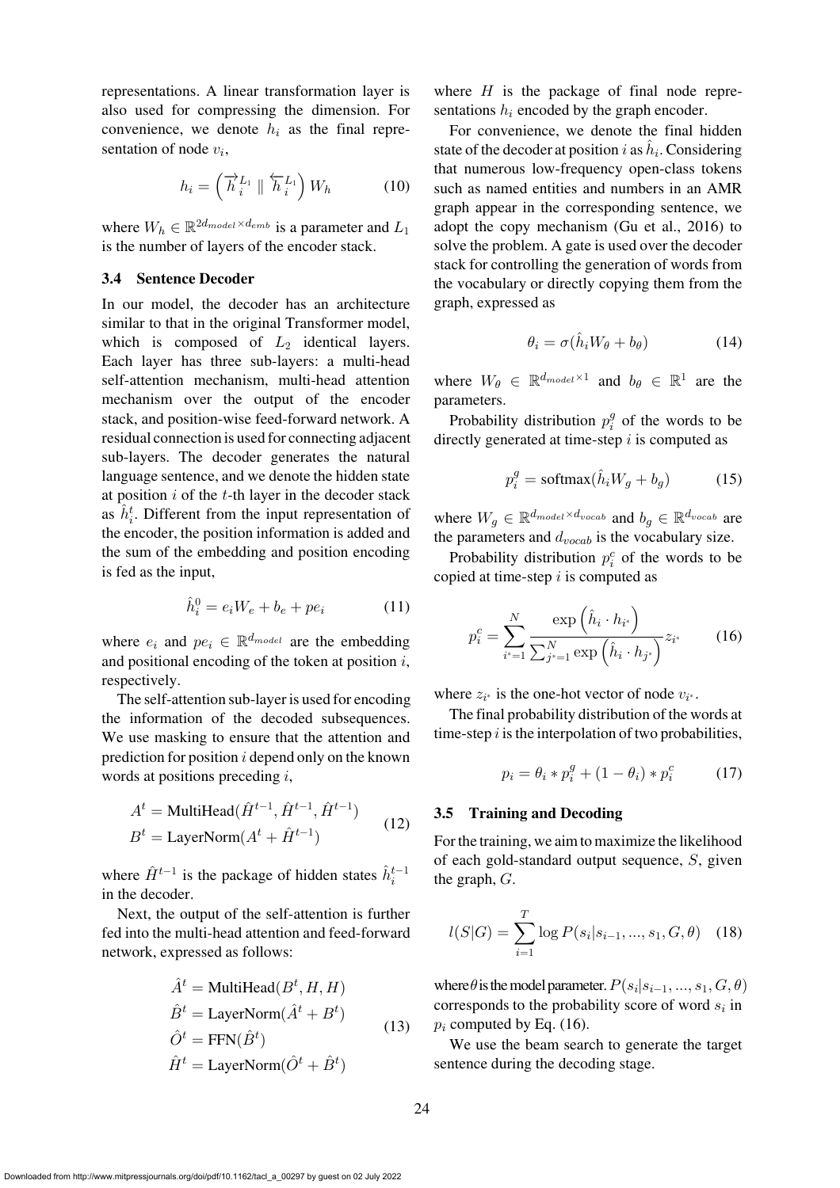representations. A linear transformation layer is also used for compressing the dimension. For convenience, we denote $h_i$ as the final representation of node $v_i$,

$$h_i = \left( \overrightarrow{h}_i^{L_1} \parallel \overleftarrow{h}_i^{L_1} \right) W_h \tag{10}$$

where $W_h \in \mathbb{R}^{2d_{model} \times d_{emb}}$ is a parameter and $L_1$ is the number of layers of the encoder stack.

### 3.4 Sentence Decoder

In our model, the decoder has an architecture similar to that in the original Transformer model, which is composed of $L_2$ identical layers. Each layer has three sub-layers: a multi-head self-attention mechanism, multi-head attention mechanism over the output of the encoder stack, and position-wise feed-forward network. A residual connection is used for connecting adjacent sub-layers. The decoder generates the natural language sentence, and we denote the hidden state at position $i$ of the $t$-th layer in the decoder stack as $\hat{h}_i^t$. Different from the input representation of the encoder, the position information is added and the sum of the embedding and position encoding is fed as the input,

$$\hat{h}_i^0 = e_i W_e + b_e + pe_i \tag{11}$$

where $e_i$ and $pe_i \in \mathbb{R}^{d_{model}}$ are the embedding and positional encoding of the token at position $i$, respectively.

The self-attention sub-layer is used for encoding the information of the decoded subsequences. We use masking to ensure that the attention and prediction for position $i$ depend only on the known words at positions preceding $i$,

$$\begin{aligned} A^t &= \text{MultiHead}(\hat{H}^{t-1}, \hat{H}^{t-1}, \hat{H}^{t-1}) \\ B^t &= \text{LayerNorm}(A^t + \hat{H}^{t-1}) \end{aligned} \tag{12}$$

where $\hat{H}^{t-1}$ is the package of hidden states $\hat{h}_i^{t-1}$ in the decoder.

Next, the output of the self-attention is further fed into the multi-head attention and feed-forward network, expressed as follows:

$$\begin{aligned} \hat{A}^t &= \text{MultiHead}(B^t, H, H) \\ \hat{B}^t &= \text{LayerNorm}(\hat{A}^t + B^t) \\ \hat{O}^t &= \text{FFN}(\hat{B}^t) \\ \hat{H}^t &= \text{LayerNorm}(\hat{O}^t + \hat{B}^t) \end{aligned} \tag{13}$$

where $H$ is the package of final node representations $h_i$ encoded by the graph encoder.

For convenience, we denote the final hidden state of the decoder at position $i$ as $\hat{h}_i$. Considering that numerous low-frequency open-class tokens such as named entities and numbers in an AMR graph appear in the corresponding sentence, we adopt the copy mechanism (Gu et al., 2016) to solve the problem. A gate is used over the decoder stack for controlling the generation of words from the vocabulary or directly copying them from the graph, expressed as

$$\theta_i = \sigma(\hat{h}_i W_\theta + b_\theta) \tag{14}$$

where $W_\theta \in \mathbb{R}^{d_{model} \times 1}$ and $b_\theta \in \mathbb{R}^1$ are the parameters.

Probability distribution $p_i^g$ of the words to be directly generated at time-step $i$ is computed as

$$p_i^g = \text{softmax}(\hat{h}_i W_g + b_g) \tag{15}$$

where $W_g \in \mathbb{R}^{d_{model} \times d_{vocab}}$ and $b_g \in \mathbb{R}^{d_{vocab}}$ are the parameters and $d_{vocab}$ is the vocabulary size.

Probability distribution $p_i^c$ of the words to be copied at time-step $i$ is computed as

$$p_i^c = \sum_{i^*=1}^{N} \frac{\exp\left(\hat{h}_i \cdot h_{i^*}\right)}{\sum_{j^*=1}^{N} \exp\left(\hat{h}_i \cdot h_{j^*}\right)} z_{i^*} \tag{16}$$

where $z_{i^*}$ is the one-hot vector of node $v_{i^*}$.

The final probability distribution of the words at time-step $i$ is the interpolation of two probabilities,

$$p_i = \theta_i * p_i^g + (1 - \theta_i) * p_i^c \tag{17}$$

### 3.5 Training and Decoding

For the training, we aim to maximize the likelihood of each gold-standard output sequence, $S$, given the graph, $G$.

$$l(S|G) = \sum_{i=1}^{T} \log P(s_i | s_{i-1}, ..., s_1, G, \theta) \tag{18}$$

where $\theta$ is the model parameter. $P(s_i | s_{i-1}, ..., s_1, G, \theta)$ corresponds to the probability score of word $s_i$ in $p_i$ computed by Eq. (16).

We use the beam search to generate the target sentence during the decoding stage.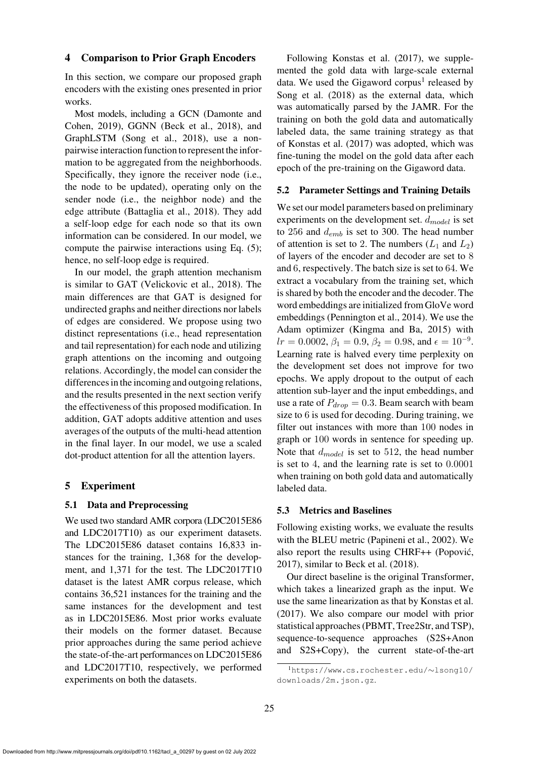## 4 Comparison to Prior Graph Encoders

In this section, we compare our proposed graph encoders with the existing ones presented in prior works.

Most models, including a GCN (Damonte and Cohen, 2019), GGNN (Beck et al., 2018), and GraphLSTM (Song et al., 2018), use a non-pairwise interaction function to represent the information to be aggregated from the neighborhoods. Specifically, they ignore the receiver node (i.e., the node to be updated), operating only on the sender node (i.e., the neighbor node) and the edge attribute (Battaglia et al., 2018). They add a self-loop edge for each node so that its own information can be considered. In our model, we compute the pairwise interactions using Eq. (5); hence, no self-loop edge is required.

In our model, the graph attention mechanism is similar to GAT (Velickovic et al., 2018). The main differences are that GAT is designed for undirected graphs and neither directions nor labels of edges are considered. We propose using two distinct representations (i.e., head representation and tail representation) for each node and utilizing graph attentions on the incoming and outgoing relations. Accordingly, the model can consider the differences in the incoming and outgoing relations, and the results presented in the next section verify the effectiveness of this proposed modification. In addition, GAT adopts additive attention and uses averages of the outputs of the multi-head attention in the final layer. In our model, we use a scaled dot-product attention for all the attention layers.

## 5 Experiment

### 5.1 Data and Preprocessing

We used two standard AMR corpora (LDC2015E86 and LDC2017T10) as our experiment datasets. The LDC2015E86 dataset contains 16,833 instances for the training, 1,368 for the development, and 1,371 for the test. The LDC2017T10 dataset is the latest AMR corpus release, which contains 36,521 instances for the training and the same instances for the development and test as in LDC2015E86. Most prior works evaluate their models on the former dataset. Because prior approaches during the same period achieve the state-of-the-art performances on LDC2015E86 and LDC2017T10, respectively, we performed experiments on both the datasets.

Following Konstas et al. (2017), we supplemented the gold data with large-scale external data. We used the Gigaword corpus[1] released by Song et al. (2018) as the external data, which was automatically parsed by the JAMR. For the training on both the gold data and automatically labeled data, the same training strategy as that of Konstas et al. (2017) was adopted, which was fine-tuning the model on the gold data after each epoch of the pre-training on the Gigaword data.

### 5.2 Parameter Settings and Training Details

We set our model parameters based on preliminary experiments on the development set. $d_{model}$ is set to 256 and $d_{emb}$ is set to 300. The head number of attention is set to 2. The numbers ($L_1$ and $L_2$) of layers of the encoder and decoder are set to 8 and 6, respectively. The batch size is set to 64. We extract a vocabulary from the training set, which is shared by both the encoder and the decoder. The word embeddings are initialized from GloVe word embeddings (Pennington et al., 2014). We use the Adam optimizer (Kingma and Ba, 2015) with $lr = 0.0002$, $\beta_1 = 0.9$, $\beta_2 = 0.98$, and $\epsilon = 10^{-9}$. Learning rate is halved every time perplexity on the development set does not improve for two epochs. We apply dropout to the output of each attention sub-layer and the input embeddings, and use a rate of $P_{drop} = 0.3$. Beam search with beam size to 6 is used for decoding. During training, we filter out instances with more than 100 nodes in graph or 100 words in sentence for speeding up. Note that $d_{model}$ is set to 512, the head number is set to 4, and the learning rate is set to 0.0001 when training on both gold data and automatically labeled data.

### 5.3 Metrics and Baselines

Following existing works, we evaluate the results with the BLEU metric (Papineni et al., 2002). We also report the results using CHRF++ (Popović, 2017), similar to Beck et al. (2018).

Our direct baseline is the original Transformer, which takes a linearized graph as the input. We use the same linearization as that by Konstas et al. (2017). We also compare our model with prior statistical approaches (PBMT, Tree2Str, and TSP), sequence-to-sequence approaches (S2S+Anon and S2S+Copy), the current state-of-the-art

[1] https://www.cs.rochester.edu/∼lsong10/downloads/2m.json.gz.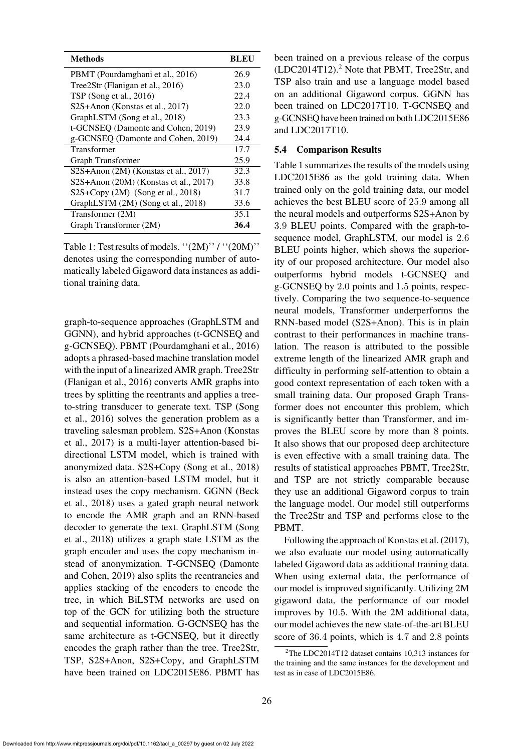| Methods | BLEU |
|---|---|
| PBMT (Pourdamghani et al., 2016) | 26.9 |
| Tree2Str (Flanigan et al., 2016) | 23.0 |
| TSP (Song et al., 2016) | 22.4 |
| S2S+Anon (Konstas et al., 2017) | 22.0 |
| GraphLSTM (Song et al., 2018) | 23.3 |
| t-GCNSEQ (Damonte and Cohen, 2019) | 23.9 |
| g-GCNSEQ (Damonte and Cohen, 2019) | 24.4 |
| Transformer | 17.7 |
| Graph Transformer | 25.9 |
| S2S+Anon (2M) (Konstas et al., 2017) | 32.3 |
| S2S+Anon (20M) (Konstas et al., 2017) | 33.8 |
| S2S+Copy (2M) (Song et al., 2018) | 31.7 |
| GraphLSTM (2M) (Song et al., 2018) | 33.6 |
| Transformer (2M) | 35.1 |
| Graph Transformer (2M) | **36.4** |

Table 1: Test results of models. ''(2M)'' / ''(20M)'' denotes using the corresponding number of automatically labeled Gigaword data instances as additional training data.

graph-to-sequence approaches (GraphLSTM and GGNN), and hybrid approaches (t-GCNSEQ and g-GCNSEQ). PBMT (Pourdamghani et al., 2016) adopts a phrased-based machine translation model with the input of a linearized AMR graph. Tree2Str (Flanigan et al., 2016) converts AMR graphs into trees by splitting the reentrants and applies a tree-to-string transducer to generate text. TSP (Song et al., 2016) solves the generation problem as a traveling salesman problem. S2S+Anon (Konstas et al., 2017) is a multi-layer attention-based bidirectional LSTM model, which is trained with anonymized data. S2S+Copy (Song et al., 2018) is also an attention-based LSTM model, but it instead uses the copy mechanism. GGNN (Beck et al., 2018) uses a gated graph neural network to encode the AMR graph and an RNN-based decoder to generate the text. GraphLSTM (Song et al., 2018) utilizes a graph state LSTM as the graph encoder and uses the copy mechanism instead of anonymization. T-GCNSEQ (Damonte and Cohen, 2019) also splits the reentrancies and applies stacking of the encoders to encode the tree, in which BiLSTM networks are used on top of the GCN for utilizing both the structure and sequential information. G-GCNSEQ has the same architecture as t-GCNSEQ, but it directly encodes the graph rather than the tree. Tree2Str, TSP, S2S+Anon, S2S+Copy, and GraphLSTM have been trained on LDC2015E86. PBMT has been trained on a previous release of the corpus (LDC2014T12).[2] Note that PBMT, Tree2Str, and TSP also train and use a language model based on an additional Gigaword corpus. GGNN has been trained on LDC2017T10. T-GCNSEQ and g-GCNSEQ have been trained on both LDC2015E86 and LDC2017T10.

### 5.4 Comparison Results

Table 1 summarizes the results of the models using LDC2015E86 as the gold training data. When trained only on the gold training data, our model achieves the best BLEU score of 25.9 among all the neural models and outperforms S2S+Anon by 3.9 BLEU points. Compared with the graph-to-sequence model, GraphLSTM, our model is 2.6 BLEU points higher, which shows the superiority of our proposed architecture. Our model also outperforms hybrid models t-GCNSEQ and g-GCNSEQ by 2.0 points and 1.5 points, respectively. Comparing the two sequence-to-sequence neural models, Transformer underperforms the RNN-based model (S2S+Anon). This is in plain contrast to their performances in machine translation. The reason is attributed to the possible extreme length of the linearized AMR graph and difficulty in performing self-attention to obtain a good context representation of each token with a small training data. Our proposed Graph Transformer does not encounter this problem, which is significantly better than Transformer, and improves the BLEU score by more than 8 points. It also shows that our proposed deep architecture is even effective with a small training data. The results of statistical approaches PBMT, Tree2Str, and TSP are not strictly comparable because they use an additional Gigaword corpus to train the language model. Our model still outperforms the Tree2Str and TSP and performs close to the PBMT.

Following the approach of Konstas et al. (2017), we also evaluate our model using automatically labeled Gigaword data as additional training data. When using external data, the performance of our model is improved significantly. Utilizing 2M gigaword data, the performance of our model improves by 10.5. With the 2M additional data, our model achieves the new state-of-the-art BLEU score of 36.4 points, which is 4.7 and 2.8 points

[2] The LDC2014T12 dataset contains 10,313 instances for the training and the same instances for the development and test as in case of LDC2015E86.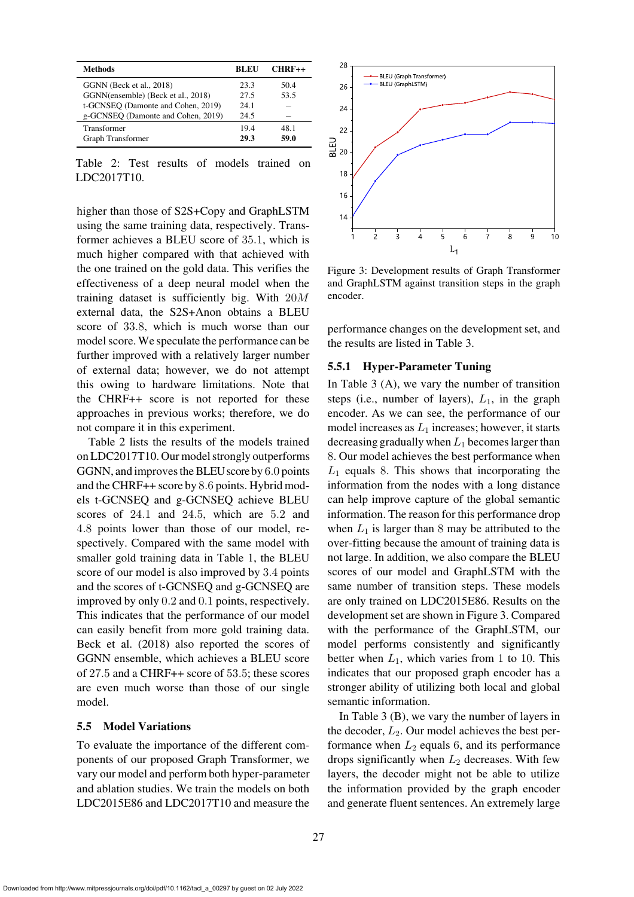| Methods | BLEU | CHRF++ |
|---|---|---|
| GGNN (Beck et al., 2018) | 23.3 | 50.4 |
| GGNN(ensemble) (Beck et al., 2018) | 27.5 | 53.5 |
| t-GCNSEQ (Damonte and Cohen, 2019) | 24.1 | – |
| g-GCNSEQ (Damonte and Cohen, 2019) | 24.5 | – |
| Transformer | 19.4 | 48.1 |
| Graph Transformer | **29.3** | **59.0** |

Table 2: Test results of models trained on LDC2017T10.

higher than those of S2S+Copy and GraphLSTM using the same training data, respectively. Transformer achieves a BLEU score of 35.1, which is much higher compared with that achieved with the one trained on the gold data. This verifies the effectiveness of a deep neural model when the training dataset is sufficiently big. With $20M$ external data, the S2S+Anon obtains a BLEU score of 33.8, which is much worse than our model score. We speculate the performance can be further improved with a relatively larger number of external data; however, we do not attempt this owing to hardware limitations. Note that the CHRF++ score is not reported for these approaches in previous works; therefore, we do not compare it in this experiment.

Table 2 lists the results of the models trained on LDC2017T10. Our model strongly outperforms GGNN, and improves the BLEU score by 6.0 points and the CHRF++ score by 8.6 points. Hybrid models t-GCNSEQ and g-GCNSEQ achieve BLEU scores of 24.1 and 24.5, which are 5.2 and 4.8 points lower than those of our model, respectively. Compared with the same model with smaller gold training data in Table 1, the BLEU score of our model is also improved by 3.4 points and the scores of t-GCNSEQ and g-GCNSEQ are improved by only 0.2 and 0.1 points, respectively. This indicates that the performance of our model can easily benefit from more gold training data. Beck et al. (2018) also reported the scores of GGNN ensemble, which achieves a BLEU score of 27.5 and a CHRF++ score of 53.5; these scores are even much worse than those of our single model.

## 5.5 Model Variations

To evaluate the importance of the different components of our proposed Graph Transformer, we vary our model and perform both hyper-parameter and ablation studies. We train the models on both LDC2015E86 and LDC2017T10 and measure the performance changes on the development set, and the results are listed in Table 3.

BLEU (Graph Transformer)
BLEU (GraphLSTM)
BLEU
28
26
24
22
20
18
16
14
1 2 3 4 5 6 7 8 9 10
$L_1$

Figure 3: Development results of Graph Transformer and GraphLSTM against transition steps in the graph encoder.

### 5.5.1 Hyper-Parameter Tuning

In Table 3 (A), we vary the number of transition steps (i.e., number of layers), $L_1$, in the graph encoder. As we can see, the performance of our model increases as $L_1$ increases; however, it starts decreasing gradually when $L_1$ becomes larger than 8. Our model achieves the best performance when $L_1$ equals 8. This shows that incorporating the information from the nodes with a long distance can help improve capture of the global semantic information. The reason for this performance drop when $L_1$ is larger than 8 may be attributed to the over-fitting because the amount of training data is not large. In addition, we also compare the BLEU scores of our model and GraphLSTM with the same number of transition steps. These models are only trained on LDC2015E86. Results on the development set are shown in Figure 3. Compared with the performance of the GraphLSTM, our model performs consistently and significantly better when $L_1$, which varies from 1 to 10. This indicates that our proposed graph encoder has a stronger ability of utilizing both local and global semantic information.

In Table 3 (B), we vary the number of layers in the decoder, $L_2$. Our model achieves the best performance when $L_2$ equals 6, and its performance drops significantly when $L_2$ decreases. With few layers, the decoder might not be able to utilize the information provided by the graph encoder and generate fluent sentences. An extremely large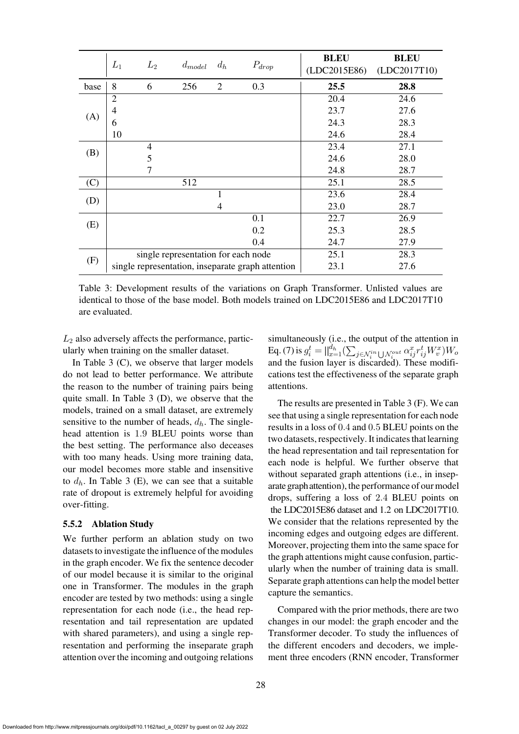| | $L_1$ | $L_2$ | $d_{model}$ | $d_h$ | $P_{drop}$ | **BLEU** (LDC2015E86) | **BLEU** (LDC2017T10) |
|---|---|---|---|---|---|---|---|
| base | 8 | 6 | 256 | 2 | 0.3 | **25.5** | **28.8** |
| (A) | 2 | | | | | 20.4 | 24.6 |
| | 4 | | | | | 23.7 | 27.6 |
| | 6 | | | | | 24.3 | 28.3 |
| | 10 | | | | | 24.6 | 28.4 |
| (B) | | 4 | | | | 23.4 | 27.1 |
| | | 5 | | | | 24.6 | 28.0 |
| | | 7 | | | | 24.8 | 28.7 |
| (C) | | | 512 | | | 25.1 | 28.5 |
| (D) | | | | 1 | | 23.6 | 28.4 |
| | | | | 4 | | 23.0 | 28.7 |
| (E) | | | | | 0.1 | 22.7 | 26.9 |
| | | | | | 0.2 | 25.3 | 28.5 |
| | | | | | 0.4 | 24.7 | 27.9 |
| (F) | single representation for each node | | | | | 25.1 | 28.3 |
| | single representation, inseparate graph attention | | | | | 23.1 | 27.6 |

Table 3: Development results of the variations on Graph Transformer. Unlisted values are identical to those of the base model. Both models trained on LDC2015E86 and LDC2017T10 are evaluated.

$L_2$ also adversely affects the performance, particularly when training on the smaller dataset.

In Table 3 (C), we observe that larger models do not lead to better performance. We attribute the reason to the number of training pairs being quite small. In Table 3 (D), we observe that the models, trained on a small dataset, are extremely sensitive to the number of heads, $d_h$. The single-head attention is 1.9 BLEU points worse than the best setting. The performance also deceases with too many heads. Using more training data, our model becomes more stable and insensitive to $d_h$. In Table 3 (E), we can see that a suitable rate of dropout is extremely helpful for avoiding over-fitting.

### 5.5.2 Ablation Study

We further perform an ablation study on two datasets to investigate the influence of the modules in the graph encoder. We fix the sentence decoder of our model because it is similar to the original one in Transformer. The modules in the graph encoder are tested by two methods: using a single representation for each node (i.e., the head representation and tail representation are updated with shared parameters), and using a single representation and performing the inseparate graph attention over the incoming and outgoing relations simultaneously (i.e., the output of the attention in Eq. (7) is $g_i^t = \|_{x=1}^{d_h}(\sum_{j \in \mathcal{N}_i^{in} \bigcup \mathcal{N}_i^{out}} \alpha_{ij}^x r_{ij}^t W_v^x) W_o$ and the fusion layer is discarded). These modifications test the effectiveness of the separate graph attentions.

The results are presented in Table 3 (F). We can see that using a single representation for each node results in a loss of 0.4 and 0.5 BLEU points on the two datasets, respectively. It indicates that learning the head representation and tail representation for each node is helpful. We further observe that without separated graph attentions (i.e., in inseparate graph attention), the performance of our model drops, suffering a loss of 2.4 BLEU points on the LDC2015E86 dataset and 1.2 on LDC2017T10. We consider that the relations represented by the incoming edges and outgoing edges are different. Moreover, projecting them into the same space for the graph attentions might cause confusion, particularly when the number of training data is small. Separate graph attentions can help the model better capture the semantics.

Compared with the prior methods, there are two changes in our model: the graph encoder and the Transformer decoder. To study the influences of the different encoders and decoders, we implement three encoders (RNN encoder, Transformer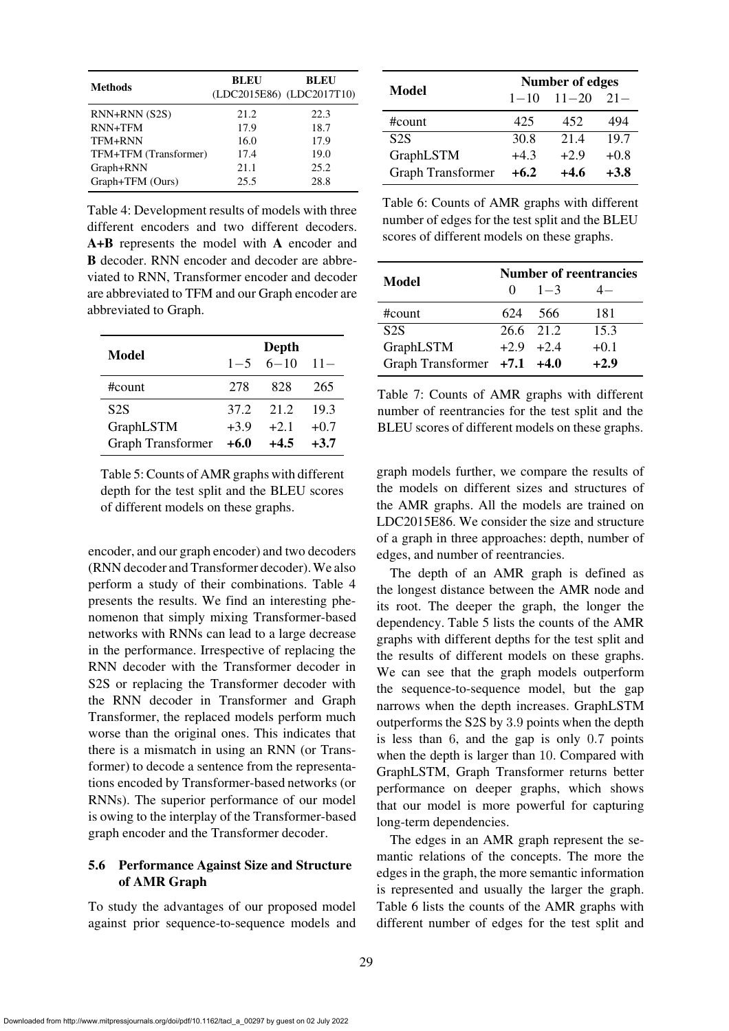| Methods | BLEU (LDC2015E86) | BLEU (LDC2017T10) |
|---|---|---|
| RNN+RNN (S2S) | 21.2 | 22.3 |
| RNN+TFM | 17.9 | 18.7 |
| TFM+RNN | 16.0 | 17.9 |
| TFM+TFM (Transformer) | 17.4 | 19.0 |
| Graph+RNN | 21.1 | 25.2 |
| Graph+TFM (Ours) | 25.5 | 28.8 |

Table 4: Development results of models with three different encoders and two different decoders. **A+B** represents the model with **A** encoder and **B** decoder. RNN encoder and decoder are abbreviated to RNN, Transformer encoder and decoder are abbreviated to TFM and our Graph encoder are abbreviated to Graph.

| Model | Depth | | |
|---|---|---|---|
| | 1−5 | 6−10 | 11− |
| #count | 278 | 828 | 265 |
| S2S | 37.2 | 21.2 | 19.3 |
| GraphLSTM | +3.9 | +2.1 | +0.7 |
| Graph Transformer | **+6.0** | **+4.5** | **+3.7** |

Table 5: Counts of AMR graphs with different depth for the test split and the BLEU scores of different models on these graphs.

encoder, and our graph encoder) and two decoders (RNN decoder and Transformer decoder). We also perform a study of their combinations. Table 4 presents the results. We find an interesting phenomenon that simply mixing Transformer-based networks with RNNs can lead to a large decrease in the performance. Irrespective of replacing the RNN decoder with the Transformer decoder in S2S or replacing the Transformer decoder with the RNN decoder in Transformer and Graph Transformer, the replaced models perform much worse than the original ones. This indicates that there is a mismatch in using an RNN (or Transformer) to decode a sentence from the representations encoded by Transformer-based networks (or RNNs). The superior performance of our model is owing to the interplay of the Transformer-based graph encoder and the Transformer decoder.

### 5.6 Performance Against Size and Structure of AMR Graph

To study the advantages of our proposed model against prior sequence-to-sequence models and graph models further, we compare the results of the models on different sizes and structures of the AMR graphs. All the models are trained on LDC2015E86. We consider the size and structure of a graph in three approaches: depth, number of edges, and number of reentrancies.

The depth of an AMR graph is defined as the longest distance between the AMR node and its root. The deeper the graph, the longer the dependency. Table 5 lists the counts of the AMR graphs with different depths for the test split and the results of different models on these graphs. We can see that the graph models outperform the sequence-to-sequence model, but the gap narrows when the depth increases. GraphLSTM outperforms the S2S by 3.9 points when the depth is less than 6, and the gap is only 0.7 points when the depth is larger than 10. Compared with GraphLSTM, Graph Transformer returns better performance on deeper graphs, which shows that our model is more powerful for capturing long-term dependencies.

The edges in an AMR graph represent the semantic relations of the concepts. The more the edges in the graph, the more semantic information is represented and usually the larger the graph. Table 6 lists the counts of the AMR graphs with different number of edges for the test split and

| Model | Number of edges | | |
|---|---|---|---|
| | 1−10 | 11−20 | 21− |
| #count | 425 | 452 | 494 |
| S2S | 30.8 | 21.4 | 19.7 |
| GraphLSTM | +4.3 | +2.9 | +0.8 |
| Graph Transformer | **+6.2** | **+4.6** | **+3.8** |

Table 6: Counts of AMR graphs with different number of edges for the test split and the BLEU scores of different models on these graphs.

| Model | Number of reentrancies | | |
|---|---|---|---|
| | 0 | 1−3 | 4− |
| #count | 624 | 566 | 181 |
| S2S | 26.6 | 21.2 | 15.3 |
| GraphLSTM | +2.9 | +2.4 | +0.1 |
| Graph Transformer | **+7.1** | **+4.0** | **+2.9** |

Table 7: Counts of AMR graphs with different number of reentrancies for the test split and the BLEU scores of different models on these graphs.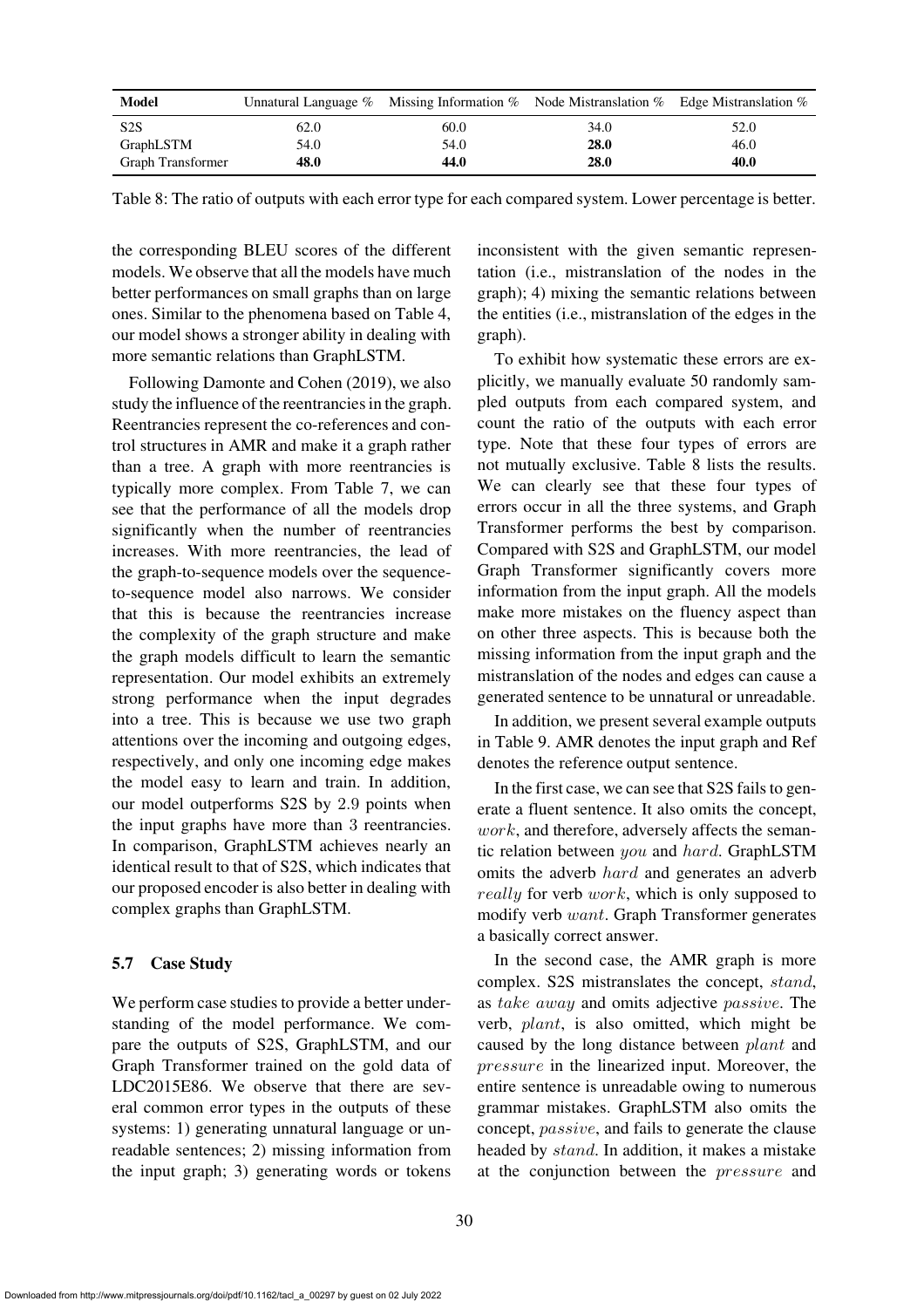| Model | Unnatural Language % | Missing Information % | Node Mistranslation % | Edge Mistranslation % |
|---|---|---|---|---|
| S2S | 62.0 | 60.0 | 34.0 | 52.0 |
| GraphLSTM | 54.0 | 54.0 | **28.0** | 46.0 |
| Graph Transformer | **48.0** | **44.0** | **28.0** | **40.0** |

Table 8: The ratio of outputs with each error type for each compared system. Lower percentage is better.

the corresponding BLEU scores of the different models. We observe that all the models have much better performances on small graphs than on large ones. Similar to the phenomena based on Table 4, our model shows a stronger ability in dealing with more semantic relations than GraphLSTM.

Following Damonte and Cohen (2019), we also study the influence of the reentrancies in the graph. Reentrancies represent the co-references and control structures in AMR and make it a graph rather than a tree. A graph with more reentrancies is typically more complex. From Table 7, we can see that the performance of all the models drop significantly when the number of reentrancies increases. With more reentrancies, the lead of the graph-to-sequence models over the sequence-to-sequence model also narrows. We consider that this is because the reentrancies increase the complexity of the graph structure and make the graph models difficult to learn the semantic representation. Our model exhibits an extremely strong performance when the input degrades into a tree. This is because we use two graph attentions over the incoming and outgoing edges, respectively, and only one incoming edge makes the model easy to learn and train. In addition, our model outperforms S2S by 2.9 points when the input graphs have more than 3 reentrancies. In comparison, GraphLSTM achieves nearly an identical result to that of S2S, which indicates that our proposed encoder is also better in dealing with complex graphs than GraphLSTM.

### 5.7 Case Study

We perform case studies to provide a better understanding of the model performance. We compare the outputs of S2S, GraphLSTM, and our Graph Transformer trained on the gold data of LDC2015E86. We observe that there are several common error types in the outputs of these systems: 1) generating unnatural language or unreadable sentences; 2) missing information from the input graph; 3) generating words or tokens inconsistent with the given semantic representation (i.e., mistranslation of the nodes in the graph); 4) mixing the semantic relations between the entities (i.e., mistranslation of the edges in the graph).

To exhibit how systematic these errors are explicitly, we manually evaluate 50 randomly sampled outputs from each compared system, and count the ratio of the outputs with each error type. Note that these four types of errors are not mutually exclusive. Table 8 lists the results. We can clearly see that these four types of errors occur in all the three systems, and Graph Transformer performs the best by comparison. Compared with S2S and GraphLSTM, our model Graph Transformer significantly covers more information from the input graph. All the models make more mistakes on the fluency aspect than on other three aspects. This is because both the missing information from the input graph and the mistranslation of the nodes and edges can cause a generated sentence to be unnatural or unreadable.

In addition, we present several example outputs in Table 9. AMR denotes the input graph and Ref denotes the reference output sentence.

In the first case, we can see that S2S fails to generate a fluent sentence. It also omits the concept, *work*, and therefore, adversely affects the semantic relation between *you* and *hard*. GraphLSTM omits the adverb *hard* and generates an adverb *really* for verb *work*, which is only supposed to modify verb *want*. Graph Transformer generates a basically correct answer.

In the second case, the AMR graph is more complex. S2S mistranslates the concept, *stand*, as *take away* and omits adjective *passive*. The verb, *plant*, is also omitted, which might be caused by the long distance between *plant* and *pressure* in the linearized input. Moreover, the entire sentence is unreadable owing to numerous grammar mistakes. GraphLSTM also omits the concept, *passive*, and fails to generate the clause headed by *stand*. In addition, it makes a mistake at the conjunction between the *pressure* and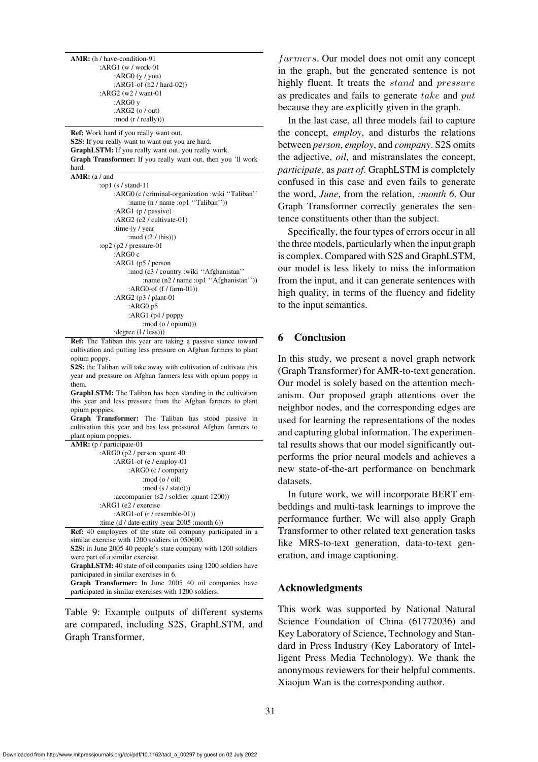**AMR:** (h / have-condition-91
  :ARG1 (w / work-01
    :ARG0 (y / you)
    :ARG1-of (h2 / hard-02))
  :ARG2 (w2 / want-01
    :ARG0 y
    :ARG2 (o / out)
    :mod (r / really)))

**Ref:** Work hard if you really want out.
**S2S:** If you really want to want out you are hard.
**GraphLSTM:** If you really want out, you really work.
**Graph Transformer:** If you really want out, then you 'll work hard.

**AMR:** (a / and
  :op1 (s / stand-11
    :ARG0 (c / criminal-organization :wiki ''Taliban''
      :name (n / name :op1 ''Taliban''))
    :ARG1 (p / passive)
    :ARG2 (c2 / cultivate-01)
    :time (y / year
      :mod (t2 / this)))
  :op2 (p2 / pressure-01
    :ARG0 c
    :ARG1 (p5 / person
      :mod (c3 / country :wiki ''Afghanistan''
        :name (n2 / name :op1 ''Afghanistan''))
      :ARG0-of (f / farm-01))
    :ARG2 (p3 / plant-01
      :ARG0 p5
      :ARG1 (p4 / poppy
        :mod (o / opium)))
    :degree (l / less)))

**Ref:** The Taliban this year are taking a passive stance toward cultivation and putting less pressure on Afghan farmers to plant opium poppy.
**S2S:** the Taliban will take away with cultivation of cultivate this year and pressure on Afghan farmers less with opium poppy in them.
**GraphLSTM:** The Taliban has been standing in the cultivation this year and less pressure from the Afghan farmers to plant opium poppies.
**Graph Transformer:** The Taliban has stood passive in cultivation this year and has less pressured Afghan farmers to plant opium poppies.

**AMR:** (p / participate-01
  :ARG0 (p2 / person :quant 40
    :ARG1-of (e / employ-01
      :ARG0 (c / company
        :mod (o / oil)
        :mod (s / state)))
    :accompanier (s2 / soldier :quant 1200))
  :ARG1 (e2 / exercise
    :ARG1-of (r / resemble-01))
  :time (d / date-entity :year 2005 :month 6))

**Ref:** 40 employees of the state oil company participated in a similar exercise with 1200 soldiers in 050600.
**S2S:** in June 2005 40 people's state company with 1200 soldiers were part of a similar exercise.
**GraphLSTM:** 40 state of oil companies using 1200 soldiers have participated in similar exercises in 6.
**Graph Transformer:** In June 2005 40 oil companies have participated in similar exercises with 1200 soldiers.

Table 9: Example outputs of different systems are compared, including S2S, GraphLSTM, and Graph Transformer.

*farmers*. Our model does not omit any concept in the graph, but the generated sentence is not highly fluent. It treats the *stand* and *pressure* as predicates and fails to generate *take* and *put* because they are explicitly given in the graph.

In the last case, all three models fail to capture the concept, *employ*, and disturbs the relations between *person*, *employ*, and *company*. S2S omits the adjective, *oil*, and mistranslates the concept, *participate*, as *part of*. GraphLSTM is completely confused in this case and even fails to generate the word, *June*, from the relation, *:month 6*. Our Graph Transformer correctly generates the sentence constituents other than the subject.

Specifically, the four types of errors occur in all the three models, particularly when the input graph is complex. Compared with S2S and GraphLSTM, our model is less likely to miss the information from the input, and it can generate sentences with high quality, in terms of the fluency and fidelity to the input semantics.

## 6 Conclusion

In this study, we present a novel graph network (Graph Transformer) for AMR-to-text generation. Our model is solely based on the attention mechanism. Our proposed graph attentions over the neighbor nodes, and the corresponding edges are used for learning the representations of the nodes and capturing global information. The experimental results shows that our model significantly outperforms the prior neural models and achieves a new state-of-the-art performance on benchmark datasets.

In future work, we will incorporate BERT embeddings and multi-task learnings to improve the performance further. We will also apply Graph Transformer to other related text generation tasks like MRS-to-text generation, data-to-text generation, and image captioning.

## Acknowledgments

This work was supported by National Natural Science Foundation of China (61772036) and Key Laboratory of Science, Technology and Standard in Press Industry (Key Laboratory of Intelligent Press Media Technology). We thank the anonymous reviewers for their helpful comments. Xiaojun Wan is the corresponding author.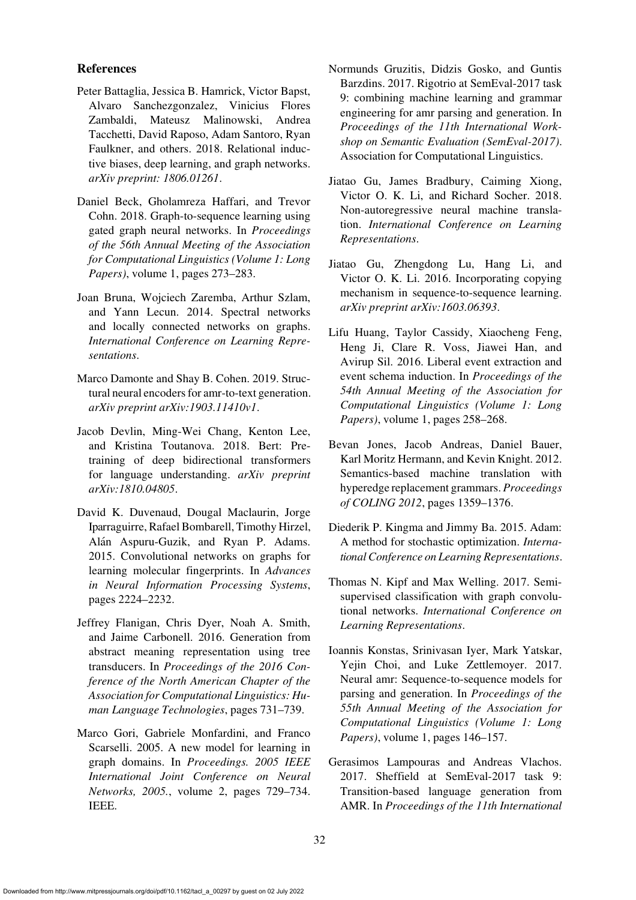## References

Peter Battaglia, Jessica B. Hamrick, Victor Bapst, Alvaro Sanchezgonzalez, Vinicius Flores Zambaldi, Mateusz Malinowski, Andrea Tacchetti, David Raposo, Adam Santoro, Ryan Faulkner, and others. 2018. Relational inductive biases, deep learning, and graph networks. *arXiv preprint: 1806.01261*.

Daniel Beck, Gholamreza Haffari, and Trevor Cohn. 2018. Graph-to-sequence learning using gated graph neural networks. In *Proceedings of the 56th Annual Meeting of the Association for Computational Linguistics (Volume 1: Long Papers)*, volume 1, pages 273–283.

Joan Bruna, Wojciech Zaremba, Arthur Szlam, and Yann Lecun. 2014. Spectral networks and locally connected networks on graphs. *International Conference on Learning Representations*.

Marco Damonte and Shay B. Cohen. 2019. Structural neural encoders for amr-to-text generation. *arXiv preprint arXiv:1903.11410v1*.

Jacob Devlin, Ming-Wei Chang, Kenton Lee, and Kristina Toutanova. 2018. Bert: Pre-training of deep bidirectional transformers for language understanding. *arXiv preprint arXiv:1810.04805*.

David K. Duvenaud, Dougal Maclaurin, Jorge Iparraguirre, Rafael Bombarell, Timothy Hirzel, Alán Aspuru-Guzik, and Ryan P. Adams. 2015. Convolutional networks on graphs for learning molecular fingerprints. In *Advances in Neural Information Processing Systems*, pages 2224–2232.

Jeffrey Flanigan, Chris Dyer, Noah A. Smith, and Jaime Carbonell. 2016. Generation from abstract meaning representation using tree transducers. In *Proceedings of the 2016 Conference of the North American Chapter of the Association for Computational Linguistics: Human Language Technologies*, pages 731–739.

Marco Gori, Gabriele Monfardini, and Franco Scarselli. 2005. A new model for learning in graph domains. In *Proceedings. 2005 IEEE International Joint Conference on Neural Networks, 2005.*, volume 2, pages 729–734. IEEE.

Normunds Gruzitis, Didzis Gosko, and Guntis Barzdins. 2017. Rigotrio at SemEval-2017 task 9: combining machine learning and grammar engineering for amr parsing and generation. In *Proceedings of the 11th International Workshop on Semantic Evaluation (SemEval-2017)*. Association for Computational Linguistics.

Jiatao Gu, James Bradbury, Caiming Xiong, Victor O. K. Li, and Richard Socher. 2018. Non-autoregressive neural machine translation. *International Conference on Learning Representations*.

Jiatao Gu, Zhengdong Lu, Hang Li, and Victor O. K. Li. 2016. Incorporating copying mechanism in sequence-to-sequence learning. *arXiv preprint arXiv:1603.06393*.

Lifu Huang, Taylor Cassidy, Xiaocheng Feng, Heng Ji, Clare R. Voss, Jiawei Han, and Avirup Sil. 2016. Liberal event extraction and event schema induction. In *Proceedings of the 54th Annual Meeting of the Association for Computational Linguistics (Volume 1: Long Papers)*, volume 1, pages 258–268.

Bevan Jones, Jacob Andreas, Daniel Bauer, Karl Moritz Hermann, and Kevin Knight. 2012. Semantics-based machine translation with hyperedge replacement grammars. *Proceedings of COLING 2012*, pages 1359–1376.

Diederik P. Kingma and Jimmy Ba. 2015. Adam: A method for stochastic optimization. *International Conference on Learning Representations*.

Thomas N. Kipf and Max Welling. 2017. Semi-supervised classification with graph convolutional networks. *International Conference on Learning Representations*.

Ioannis Konstas, Srinivasan Iyer, Mark Yatskar, Yejin Choi, and Luke Zettlemoyer. 2017. Neural amr: Sequence-to-sequence models for parsing and generation. In *Proceedings of the 55th Annual Meeting of the Association for Computational Linguistics (Volume 1: Long Papers)*, volume 1, pages 146–157.

Gerasimos Lampouras and Andreas Vlachos. 2017. Sheffield at SemEval-2017 task 9: Transition-based language generation from AMR. In *Proceedings of the 11th International*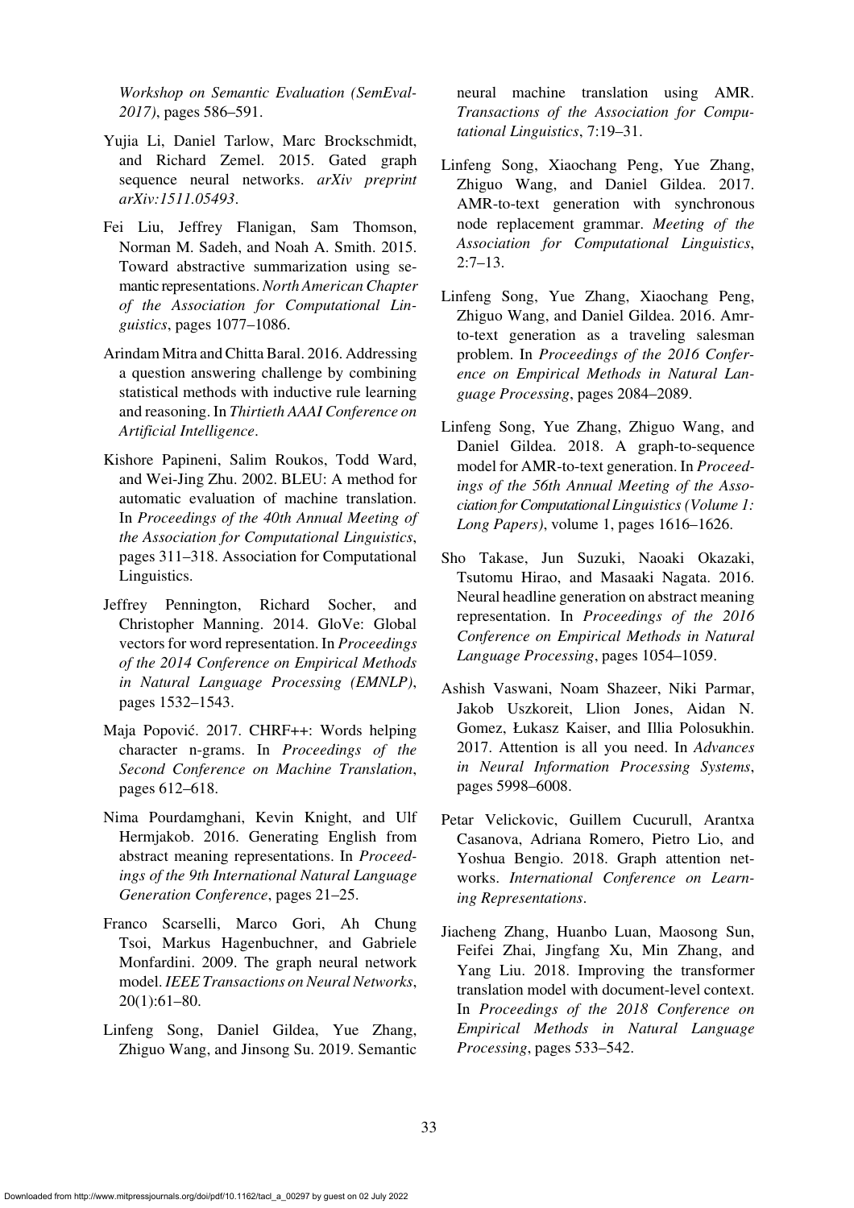*Workshop on Semantic Evaluation (SemEval-2017)*, pages 586–591.

Yujia Li, Daniel Tarlow, Marc Brockschmidt, and Richard Zemel. 2015. Gated graph sequence neural networks. *arXiv preprint arXiv:1511.05493*.

Fei Liu, Jeffrey Flanigan, Sam Thomson, Norman M. Sadeh, and Noah A. Smith. 2015. Toward abstractive summarization using semantic representations. *North American Chapter of the Association for Computational Linguistics*, pages 1077–1086.

Arindam Mitra and Chitta Baral. 2016. Addressing a question answering challenge by combining statistical methods with inductive rule learning and reasoning. In *Thirtieth AAAI Conference on Artificial Intelligence*.

Kishore Papineni, Salim Roukos, Todd Ward, and Wei-Jing Zhu. 2002. BLEU: A method for automatic evaluation of machine translation. In *Proceedings of the 40th Annual Meeting of the Association for Computational Linguistics*, pages 311–318. Association for Computational Linguistics.

Jeffrey Pennington, Richard Socher, and Christopher Manning. 2014. GloVe: Global vectors for word representation. In *Proceedings of the 2014 Conference on Empirical Methods in Natural Language Processing (EMNLP)*, pages 1532–1543.

Maja Popović. 2017. CHRF++: Words helping character n-grams. In *Proceedings of the Second Conference on Machine Translation*, pages 612–618.

Nima Pourdamghani, Kevin Knight, and Ulf Hermjakob. 2016. Generating English from abstract meaning representations. In *Proceedings of the 9th International Natural Language Generation Conference*, pages 21–25.

Franco Scarselli, Marco Gori, Ah Chung Tsoi, Markus Hagenbuchner, and Gabriele Monfardini. 2009. The graph neural network model. *IEEE Transactions on Neural Networks*, 20(1):61–80.

Linfeng Song, Daniel Gildea, Yue Zhang, Zhiguo Wang, and Jinsong Su. 2019. Semantic neural machine translation using AMR. *Transactions of the Association for Computational Linguistics*, 7:19–31.

Linfeng Song, Xiaochang Peng, Yue Zhang, Zhiguo Wang, and Daniel Gildea. 2017. AMR-to-text generation with synchronous node replacement grammar. *Meeting of the Association for Computational Linguistics*, 2:7–13.

Linfeng Song, Yue Zhang, Xiaochang Peng, Zhiguo Wang, and Daniel Gildea. 2016. Amr-to-text generation as a traveling salesman problem. In *Proceedings of the 2016 Conference on Empirical Methods in Natural Language Processing*, pages 2084–2089.

Linfeng Song, Yue Zhang, Zhiguo Wang, and Daniel Gildea. 2018. A graph-to-sequence model for AMR-to-text generation. In *Proceedings of the 56th Annual Meeting of the Association for Computational Linguistics (Volume 1: Long Papers)*, volume 1, pages 1616–1626.

Sho Takase, Jun Suzuki, Naoaki Okazaki, Tsutomu Hirao, and Masaaki Nagata. 2016. Neural headline generation on abstract meaning representation. In *Proceedings of the 2016 Conference on Empirical Methods in Natural Language Processing*, pages 1054–1059.

Ashish Vaswani, Noam Shazeer, Niki Parmar, Jakob Uszkoreit, Llion Jones, Aidan N. Gomez, Łukasz Kaiser, and Illia Polosukhin. 2017. Attention is all you need. In *Advances in Neural Information Processing Systems*, pages 5998–6008.

Petar Velickovic, Guillem Cucurull, Arantxa Casanova, Adriana Romero, Pietro Lio, and Yoshua Bengio. 2018. Graph attention networks. *International Conference on Learning Representations*.

Jiacheng Zhang, Huanbo Luan, Maosong Sun, Feifei Zhai, Jingfang Xu, Min Zhang, and Yang Liu. 2018. Improving the transformer translation model with document-level context. In *Proceedings of the 2018 Conference on Empirical Methods in Natural Language Processing*, pages 533–542.